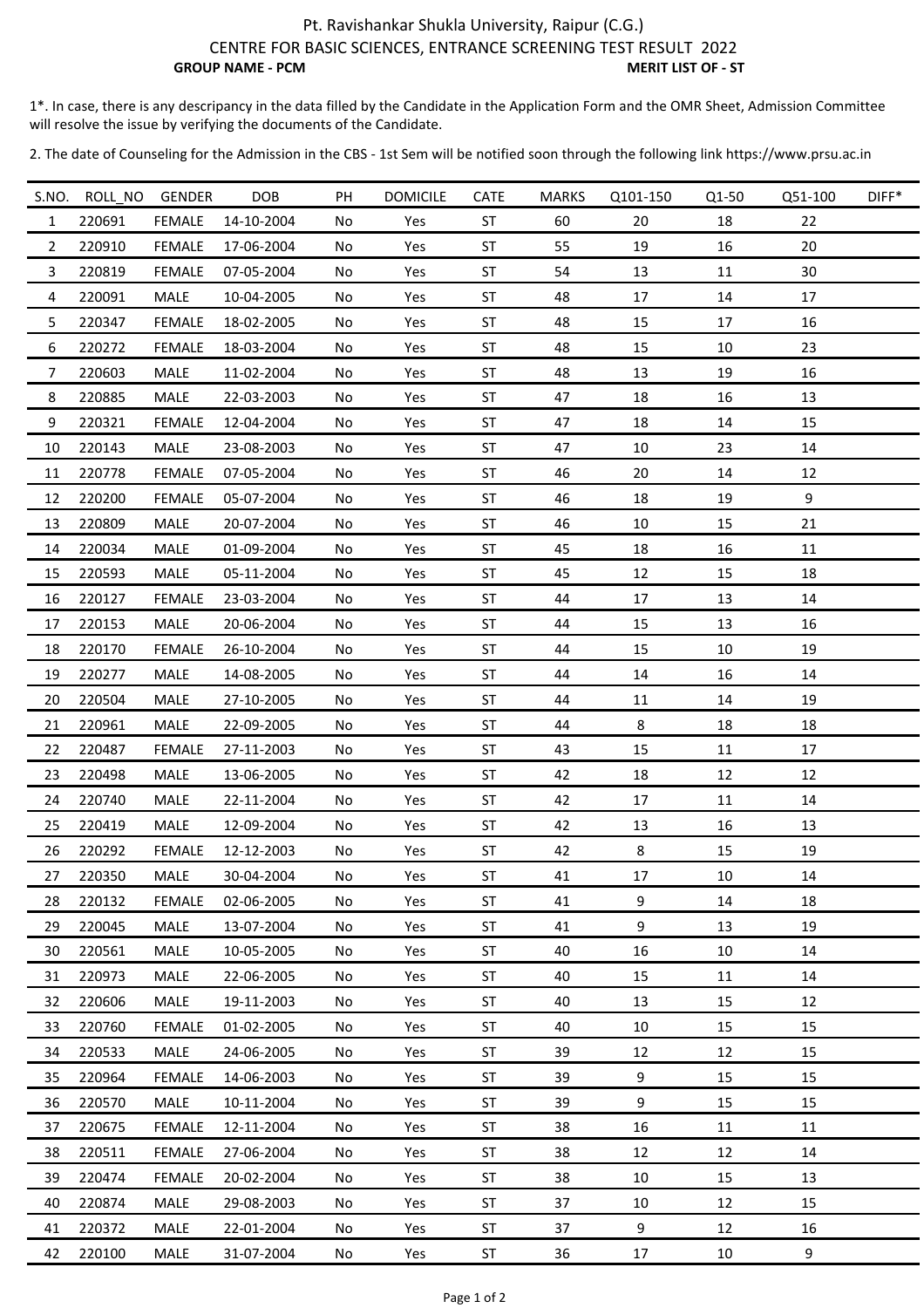# Pt. Ravishankar Shukla University, Raipur (C.G.)

## CENTRE FOR BASIC SCIENCES, ENTRANCE SCREENING TEST RESULT 2022

**GROUP NAME - PCM** **MERIT LIST OF - ST**

1*. In case, there is any descripancy in the data filled by the Candidate in the Application Form and the OMR Sheet, Admission Committee will resolve the issue by verifying the documents of the Candidate.

2. The date of Counseling for the Admission in the CBS - 1st Sem will be notified soon through the following link https://www.prsu.ac.in

| S.NO. | ROLL_NO | GENDER | DOB | PH | DOMICILE | CATE | MARKS | Q101-150 | Q1-50 | Q51-100 | DIFF* |
|---|---|---|---|---|---|---|---|---|---|---|---|
| 1 | 220691 | FEMALE | 14-10-2004 | No | Yes | ST | 60 | 20 | 18 | 22 | |
| 2 | 220910 | FEMALE | 17-06-2004 | No | Yes | ST | 55 | 19 | 16 | 20 | |
| 3 | 220819 | FEMALE | 07-05-2004 | No | Yes | ST | 54 | 13 | 11 | 30 | |
| 4 | 220091 | MALE | 10-04-2005 | No | Yes | ST | 48 | 17 | 14 | 17 | |
| 5 | 220347 | FEMALE | 18-02-2005 | No | Yes | ST | 48 | 15 | 17 | 16 | |
| 6 | 220272 | FEMALE | 18-03-2004 | No | Yes | ST | 48 | 15 | 10 | 23 | |
| 7 | 220603 | MALE | 11-02-2004 | No | Yes | ST | 48 | 13 | 19 | 16 | |
| 8 | 220885 | MALE | 22-03-2003 | No | Yes | ST | 47 | 18 | 16 | 13 | |
| 9 | 220321 | FEMALE | 12-04-2004 | No | Yes | ST | 47 | 18 | 14 | 15 | |
| 10 | 220143 | MALE | 23-08-2003 | No | Yes | ST | 47 | 10 | 23 | 14 | |
| 11 | 220778 | FEMALE | 07-05-2004 | No | Yes | ST | 46 | 20 | 14 | 12 | |
| 12 | 220200 | FEMALE | 05-07-2004 | No | Yes | ST | 46 | 18 | 19 | 9 | |
| 13 | 220809 | MALE | 20-07-2004 | No | Yes | ST | 46 | 10 | 15 | 21 | |
| 14 | 220034 | MALE | 01-09-2004 | No | Yes | ST | 45 | 18 | 16 | 11 | |
| 15 | 220593 | MALE | 05-11-2004 | No | Yes | ST | 45 | 12 | 15 | 18 | |
| 16 | 220127 | FEMALE | 23-03-2004 | No | Yes | ST | 44 | 17 | 13 | 14 | |
| 17 | 220153 | MALE | 20-06-2004 | No | Yes | ST | 44 | 15 | 13 | 16 | |
| 18 | 220170 | FEMALE | 26-10-2004 | No | Yes | ST | 44 | 15 | 10 | 19 | |
| 19 | 220277 | MALE | 14-08-2005 | No | Yes | ST | 44 | 14 | 16 | 14 | |
| 20 | 220504 | MALE | 27-10-2005 | No | Yes | ST | 44 | 11 | 14 | 19 | |
| 21 | 220961 | MALE | 22-09-2005 | No | Yes | ST | 44 | 8 | 18 | 18 | |
| 22 | 220487 | FEMALE | 27-11-2003 | No | Yes | ST | 43 | 15 | 11 | 17 | |
| 23 | 220498 | MALE | 13-06-2005 | No | Yes | ST | 42 | 18 | 12 | 12 | |
| 24 | 220740 | MALE | 22-11-2004 | No | Yes | ST | 42 | 17 | 11 | 14 | |
| 25 | 220419 | MALE | 12-09-2004 | No | Yes | ST | 42 | 13 | 16 | 13 | |
| 26 | 220292 | FEMALE | 12-12-2003 | No | Yes | ST | 42 | 8 | 15 | 19 | |
| 27 | 220350 | MALE | 30-04-2004 | No | Yes | ST | 41 | 17 | 10 | 14 | |
| 28 | 220132 | FEMALE | 02-06-2005 | No | Yes | ST | 41 | 9 | 14 | 18 | |
| 29 | 220045 | MALE | 13-07-2004 | No | Yes | ST | 41 | 9 | 13 | 19 | |
| 30 | 220561 | MALE | 10-05-2005 | No | Yes | ST | 40 | 16 | 10 | 14 | |
| 31 | 220973 | MALE | 22-06-2005 | No | Yes | ST | 40 | 15 | 11 | 14 | |
| 32 | 220606 | MALE | 19-11-2003 | No | Yes | ST | 40 | 13 | 15 | 12 | |
| 33 | 220760 | FEMALE | 01-02-2005 | No | Yes | ST | 40 | 10 | 15 | 15 | |
| 34 | 220533 | MALE | 24-06-2005 | No | Yes | ST | 39 | 12 | 12 | 15 | |
| 35 | 220964 | FEMALE | 14-06-2003 | No | Yes | ST | 39 | 9 | 15 | 15 | |
| 36 | 220570 | MALE | 10-11-2004 | No | Yes | ST | 39 | 9 | 15 | 15 | |
| 37 | 220675 | FEMALE | 12-11-2004 | No | Yes | ST | 38 | 16 | 11 | 11 | |
| 38 | 220511 | FEMALE | 27-06-2004 | No | Yes | ST | 38 | 12 | 12 | 14 | |
| 39 | 220474 | FEMALE | 20-02-2004 | No | Yes | ST | 38 | 10 | 15 | 13 | |
| 40 | 220874 | MALE | 29-08-2003 | No | Yes | ST | 37 | 10 | 12 | 15 | |
| 41 | 220372 | MALE | 22-01-2004 | No | Yes | ST | 37 | 9 | 12 | 16 | |
| 42 | 220100 | MALE | 31-07-2004 | No | Yes | ST | 36 | 17 | 10 | 9 | |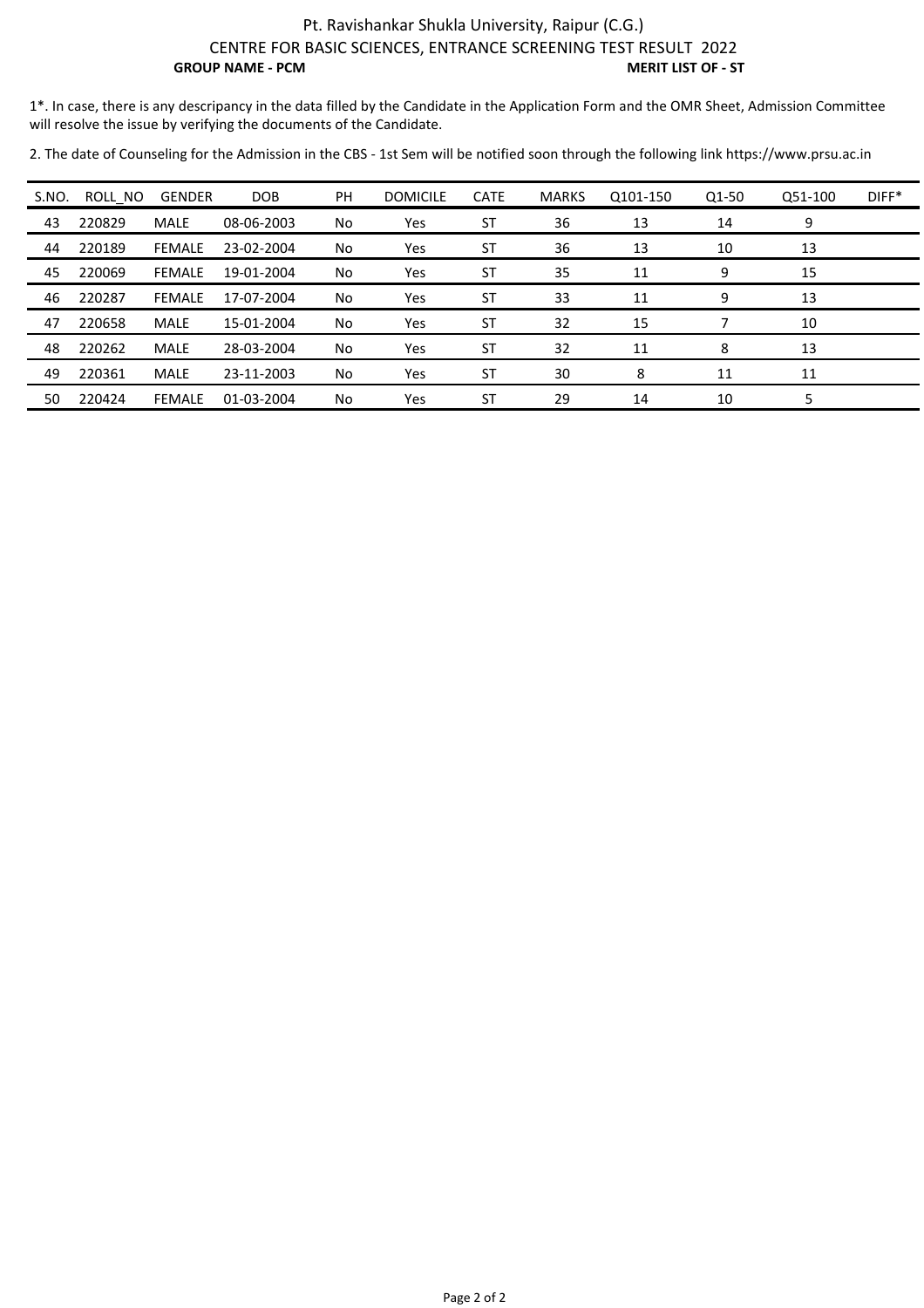Pt. Ravishankar Shukla University, Raipur (C.G.)

CENTRE FOR BASIC SCIENCES, ENTRANCE SCREENING TEST RESULT 2022

**GROUP NAME - PCM** **MERIT LIST OF - ST**

1*. In case, there is any descripancy in the data filled by the Candidate in the Application Form and the OMR Sheet, Admission Committee will resolve the issue by verifying the documents of the Candidate.

2. The date of Counseling for the Admission in the CBS - 1st Sem will be notified soon through the following link https://www.prsu.ac.in

| S.NO. | ROLL_NO | GENDER | DOB | PH | DOMICILE | CATE | MARKS | Q101-150 | Q1-50 | Q51-100 | DIFF* |
|---|---|---|---|---|---|---|---|---|---|---|---|
| 43 | 220829 | MALE | 08-06-2003 | No | Yes | ST | 36 | 13 | 14 | 9 | |
| 44 | 220189 | FEMALE | 23-02-2004 | No | Yes | ST | 36 | 13 | 10 | 13 | |
| 45 | 220069 | FEMALE | 19-01-2004 | No | Yes | ST | 35 | 11 | 9 | 15 | |
| 46 | 220287 | FEMALE | 17-07-2004 | No | Yes | ST | 33 | 11 | 9 | 13 | |
| 47 | 220658 | MALE | 15-01-2004 | No | Yes | ST | 32 | 15 | 7 | 10 | |
| 48 | 220262 | MALE | 28-03-2004 | No | Yes | ST | 32 | 11 | 8 | 13 | |
| 49 | 220361 | MALE | 23-11-2003 | No | Yes | ST | 30 | 8 | 11 | 11 | |
| 50 | 220424 | FEMALE | 01-03-2004 | No | Yes | ST | 29 | 14 | 10 | 5 | |